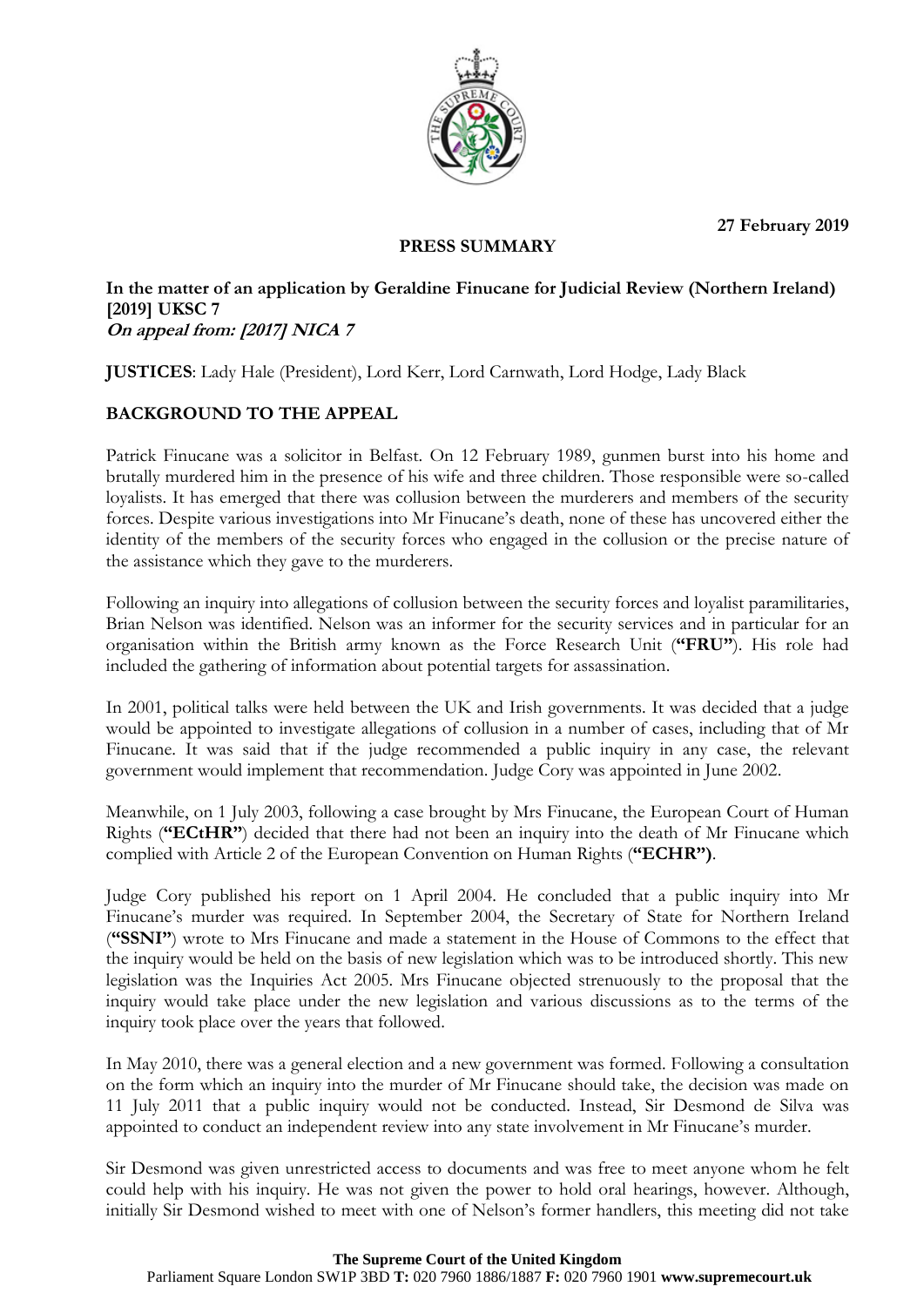27 February 2019

**PRESS SUMMARY**

**In the matter of an application by Geraldine Finucane for Judicial Review (Northern Ireland) [2019] UKSC 7**
***On appeal from: [2017] NICA 7***

**JUSTICES**: Lady Hale (President), Lord Kerr, Lord Carnwath, Lord Hodge, Lady Black

## BACKGROUND TO THE APPEAL

Patrick Finucane was a solicitor in Belfast. On 12 February 1989, gunmen burst into his home and brutally murdered him in the presence of his wife and three children. Those responsible were so-called loyalists. It has emerged that there was collusion between the murderers and members of the security forces. Despite various investigations into Mr Finucane's death, none of these has uncovered either the identity of the members of the security forces who engaged in the collusion or the precise nature of the assistance which they gave to the murderers.

Following an inquiry into allegations of collusion between the security forces and loyalist paramilitaries, Brian Nelson was identified. Nelson was an informer for the security services and in particular for an organisation within the British army known as the Force Research Unit (**"FRU"**). His role had included the gathering of information about potential targets for assassination.

In 2001, political talks were held between the UK and Irish governments. It was decided that a judge would be appointed to investigate allegations of collusion in a number of cases, including that of Mr Finucane. It was said that if the judge recommended a public inquiry in any case, the relevant government would implement that recommendation. Judge Cory was appointed in June 2002.

Meanwhile, on 1 July 2003, following a case brought by Mrs Finucane, the European Court of Human Rights (**"ECtHR"**) decided that there had not been an inquiry into the death of Mr Finucane which complied with Article 2 of the European Convention on Human Rights (**"ECHR")**.

Judge Cory published his report on 1 April 2004. He concluded that a public inquiry into Mr Finucane's murder was required. In September 2004, the Secretary of State for Northern Ireland (**"SSNI"**) wrote to Mrs Finucane and made a statement in the House of Commons to the effect that the inquiry would be held on the basis of new legislation which was to be introduced shortly. This new legislation was the Inquiries Act 2005. Mrs Finucane objected strenuously to the proposal that the inquiry would take place under the new legislation and various discussions as to the terms of the inquiry took place over the years that followed.

In May 2010, there was a general election and a new government was formed. Following a consultation on the form which an inquiry into the murder of Mr Finucane should take, the decision was made on 11 July 2011 that a public inquiry would not be conducted. Instead, Sir Desmond de Silva was appointed to conduct an independent review into any state involvement in Mr Finucane's murder.

Sir Desmond was given unrestricted access to documents and was free to meet anyone whom he felt could help with his inquiry. He was not given the power to hold oral hearings, however. Although, initially Sir Desmond wished to meet with one of Nelson's former handlers, this meeting did not take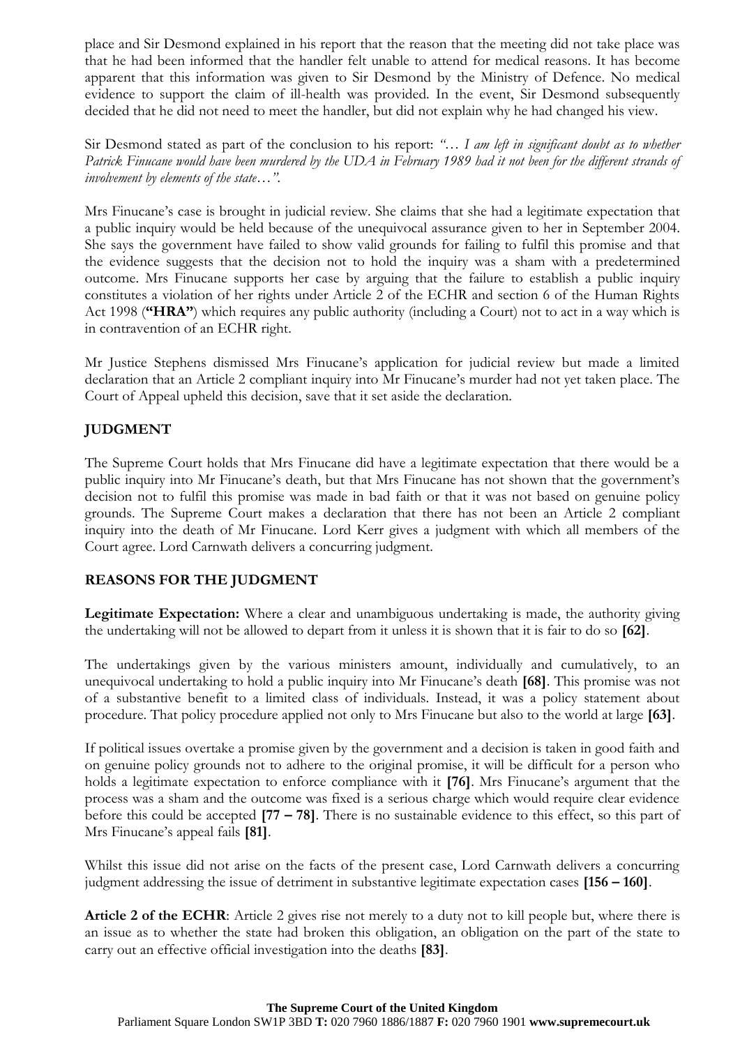place and Sir Desmond explained in his report that the reason that the meeting did not take place was that he had been informed that the handler felt unable to attend for medical reasons. It has become apparent that this information was given to Sir Desmond by the Ministry of Defence. No medical evidence to support the claim of ill-health was provided. In the event, Sir Desmond subsequently decided that he did not need to meet the handler, but did not explain why he had changed his view.

Sir Desmond stated as part of the conclusion to his report: *"… I am left in significant doubt as to whether Patrick Finucane would have been murdered by the UDA in February 1989 had it not been for the different strands of involvement by elements of the state…"*.

Mrs Finucane's case is brought in judicial review. She claims that she had a legitimate expectation that a public inquiry would be held because of the unequivocal assurance given to her in September 2004. She says the government have failed to show valid grounds for failing to fulfil this promise and that the evidence suggests that the decision not to hold the inquiry was a sham with a predetermined outcome. Mrs Finucane supports her case by arguing that the failure to establish a public inquiry constitutes a violation of her rights under Article 2 of the ECHR and section 6 of the Human Rights Act 1998 (**"HRA"**) which requires any public authority (including a Court) not to act in a way which is in contravention of an ECHR right.

Mr Justice Stephens dismissed Mrs Finucane's application for judicial review but made a limited declaration that an Article 2 compliant inquiry into Mr Finucane's murder had not yet taken place. The Court of Appeal upheld this decision, save that it set aside the declaration.

## JUDGMENT

The Supreme Court holds that Mrs Finucane did have a legitimate expectation that there would be a public inquiry into Mr Finucane's death, but that Mrs Finucane has not shown that the government's decision not to fulfil this promise was made in bad faith or that it was not based on genuine policy grounds. The Supreme Court makes a declaration that there has not been an Article 2 compliant inquiry into the death of Mr Finucane. Lord Kerr gives a judgment with which all members of the Court agree. Lord Carnwath delivers a concurring judgment.

## REASONS FOR THE JUDGMENT

**Legitimate Expectation:** Where a clear and unambiguous undertaking is made, the authority giving the undertaking will not be allowed to depart from it unless it is shown that it is fair to do so **[62]**.

The undertakings given by the various ministers amount, individually and cumulatively, to an unequivocal undertaking to hold a public inquiry into Mr Finucane's death **[68]**. This promise was not of a substantive benefit to a limited class of individuals. Instead, it was a policy statement about procedure. That policy procedure applied not only to Mrs Finucane but also to the world at large **[63]**.

If political issues overtake a promise given by the government and a decision is taken in good faith and on genuine policy grounds not to adhere to the original promise, it will be difficult for a person who holds a legitimate expectation to enforce compliance with it **[76]**. Mrs Finucane's argument that the process was a sham and the outcome was fixed is a serious charge which would require clear evidence before this could be accepted **[77 – 78]**. There is no sustainable evidence to this effect, so this part of Mrs Finucane's appeal fails **[81]**.

Whilst this issue did not arise on the facts of the present case, Lord Carnwath delivers a concurring judgment addressing the issue of detriment in substantive legitimate expectation cases **[156 – 160]**.

**Article 2 of the ECHR**: Article 2 gives rise not merely to a duty not to kill people but, where there is an issue as to whether the state had broken this obligation, an obligation on the part of the state to carry out an effective official investigation into the deaths **[83]**.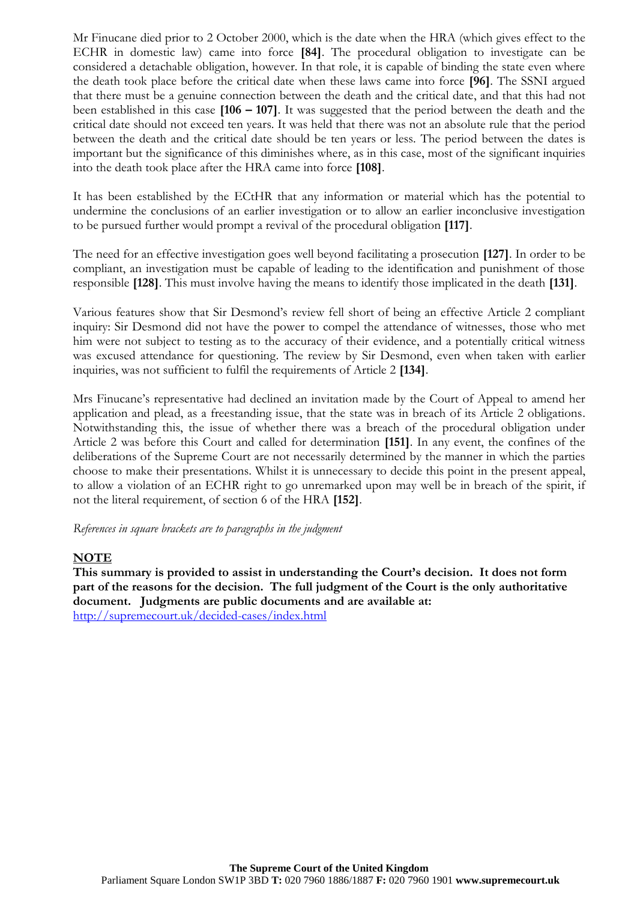Mr Finucane died prior to 2 October 2000, which is the date when the HRA (which gives effect to the ECHR in domestic law) came into force **[84]**. The procedural obligation to investigate can be considered a detachable obligation, however. In that role, it is capable of binding the state even where the death took place before the critical date when these laws came into force **[96]**. The SSNI argued that there must be a genuine connection between the death and the critical date, and that this had not been established in this case **[106 – 107]**. It was suggested that the period between the death and the critical date should not exceed ten years. It was held that there was not an absolute rule that the period between the death and the critical date should be ten years or less. The period between the dates is important but the significance of this diminishes where, as in this case, most of the significant inquiries into the death took place after the HRA came into force **[108]**.

It has been established by the ECtHR that any information or material which has the potential to undermine the conclusions of an earlier investigation or to allow an earlier inconclusive investigation to be pursued further would prompt a revival of the procedural obligation **[117]**.

The need for an effective investigation goes well beyond facilitating a prosecution **[127]**. In order to be compliant, an investigation must be capable of leading to the identification and punishment of those responsible **[128]**. This must involve having the means to identify those implicated in the death **[131]**.

Various features show that Sir Desmond's review fell short of being an effective Article 2 compliant inquiry: Sir Desmond did not have the power to compel the attendance of witnesses, those who met him were not subject to testing as to the accuracy of their evidence, and a potentially critical witness was excused attendance for questioning. The review by Sir Desmond, even when taken with earlier inquiries, was not sufficient to fulfil the requirements of Article 2 **[134]**.

Mrs Finucane's representative had declined an invitation made by the Court of Appeal to amend her application and plead, as a freestanding issue, that the state was in breach of its Article 2 obligations. Notwithstanding this, the issue of whether there was a breach of the procedural obligation under Article 2 was before this Court and called for determination **[151]**. In any event, the confines of the deliberations of the Supreme Court are not necessarily determined by the manner in which the parties choose to make their presentations. Whilst it is unnecessary to decide this point in the present appeal, to allow a violation of an ECHR right to go unremarked upon may well be in breach of the spirit, if not the literal requirement, of section 6 of the HRA **[152]**.

*References in square brackets are to paragraphs in the judgment*

## NOTE

**This summary is provided to assist in understanding the Court's decision. It does not form part of the reasons for the decision. The full judgment of the Court is the only authoritative document. Judgments are public documents and are available at:**
http://supremecourt.uk/decided-cases/index.html

**The Supreme Court of the United Kingdom**
Parliament Square London SW1P 3BD **T:** 020 7960 1886/1887 **F:** 020 7960 1901 **www.supremecourt.uk**